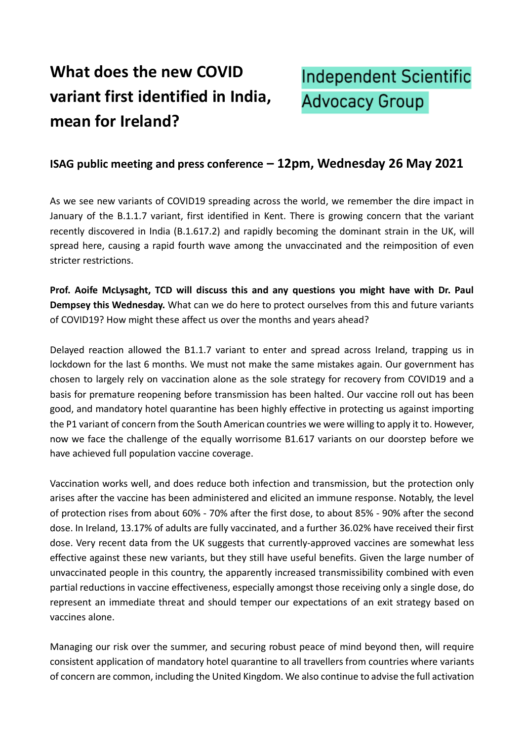# What does the new COVID variant first identified in India, mean for Ireland?

Independent Scientific Advocacy Group

## ISAG public meeting and press conference – 12pm, Wednesday 26 May 2021

As we see new variants of COVID19 spreading across the world, we remember the dire impact in January of the B.1.1.7 variant, first identified in Kent. There is growing concern that the variant recently discovered in India (B.1.617.2) and rapidly becoming the dominant strain in the UK, will spread here, causing a rapid fourth wave among the unvaccinated and the reimposition of even stricter restrictions.

**Prof. Aoife McLysaght, TCD will discuss this and any questions you might have with Dr. Paul Dempsey this Wednesday.** What can we do here to protect ourselves from this and future variants of COVID19? How might these affect us over the months and years ahead?

Delayed reaction allowed the B1.1.7 variant to enter and spread across Ireland, trapping us in lockdown for the last 6 months. We must not make the same mistakes again. Our government has chosen to largely rely on vaccination alone as the sole strategy for recovery from COVID19 and a basis for premature reopening before transmission has been halted. Our vaccine roll out has been good, and mandatory hotel quarantine has been highly effective in protecting us against importing the P1 variant of concern from the South American countries we were willing to apply it to. However, now we face the challenge of the equally worrisome B1.617 variants on our doorstep before we have achieved full population vaccine coverage.

Vaccination works well, and does reduce both infection and transmission, but the protection only arises after the vaccine has been administered and elicited an immune response. Notably, the level of protection rises from about 60% - 70% after the first dose, to about 85% - 90% after the second dose. In Ireland, 13.17% of adults are fully vaccinated, and a further 36.02% have received their first dose. Very recent data from the UK suggests that currently-approved vaccines are somewhat less effective against these new variants, but they still have useful benefits. Given the large number of unvaccinated people in this country, the apparently increased transmissibility combined with even partial reductions in vaccine effectiveness, especially amongst those receiving only a single dose, do represent an immediate threat and should temper our expectations of an exit strategy based on vaccines alone.

Managing our risk over the summer, and securing robust peace of mind beyond then, will require consistent application of mandatory hotel quarantine to all travellers from countries where variants of concern are common, including the United Kingdom. We also continue to advise the full activation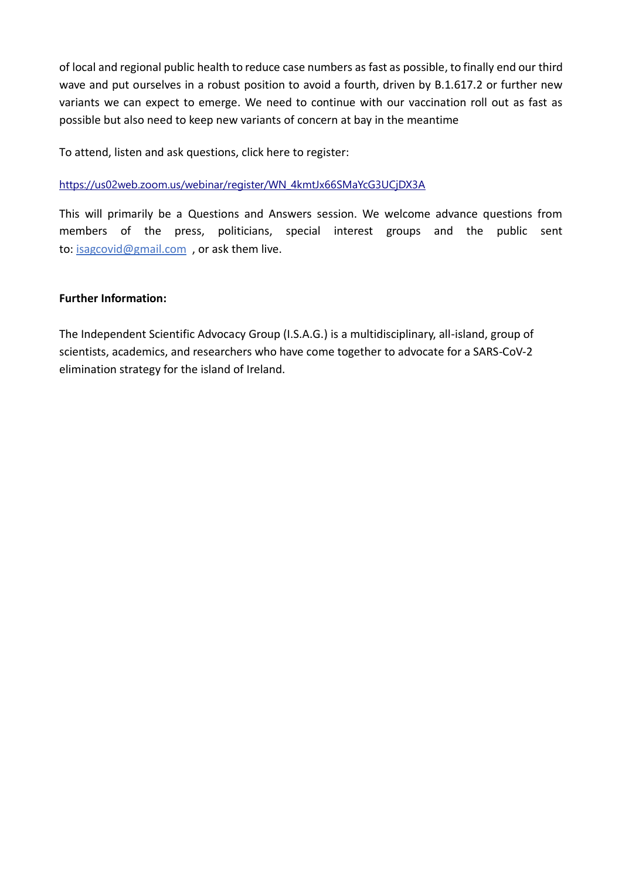of local and regional public health to reduce case numbers as fast as possible, to finally end our third wave and put ourselves in a robust position to avoid a fourth, driven by B.1.617.2 or further new variants we can expect to emerge. We need to continue with our vaccination roll out as fast as possible but also need to keep new variants of concern at bay in the meantime

To attend, listen and ask questions, click here to register:

https://us02web.zoom.us/webinar/register/WN_4kmtJx66SMaYcG3UCjDX3A

This will primarily be a Questions and Answers session. We welcome advance questions from members of the press, politicians, special interest groups and the public sent to: isagcovid@gmail.com , or ask them live.

**Further Information:**

The Independent Scientific Advocacy Group (I.S.A.G.) is a multidisciplinary, all-island, group of scientists, academics, and researchers who have come together to advocate for a SARS-CoV-2 elimination strategy for the island of Ireland.